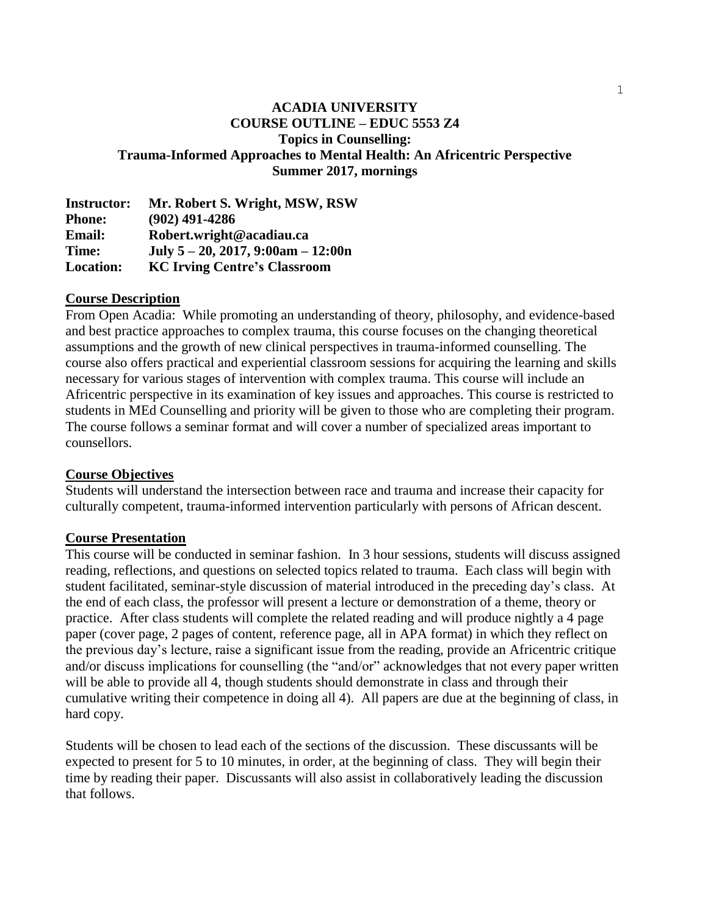# ACADIA UNIVERSITY
## COURSE OUTLINE – EDUC 5553 Z4
## Topics in Counselling:
## Trauma-Informed Approaches to Mental Health: An Africentric Perspective
## Summer 2017, mornings

**Instructor:** Mr. Robert S. Wright, MSW, RSW
**Phone:** (902) 491-4286
**Email:** Robert.wright@acadiau.ca
**Time:** July 5 – 20, 2017, 9:00am – 12:00n
**Location:** KC Irving Centre's Classroom

### Course Description

From Open Acadia: While promoting an understanding of theory, philosophy, and evidence-based and best practice approaches to complex trauma, this course focuses on the changing theoretical assumptions and the growth of new clinical perspectives in trauma-informed counselling. The course also offers practical and experiential classroom sessions for acquiring the learning and skills necessary for various stages of intervention with complex trauma. This course will include an Africentric perspective in its examination of key issues and approaches. This course is restricted to students in MEd Counselling and priority will be given to those who are completing their program. The course follows a seminar format and will cover a number of specialized areas important to counsellors.

### Course Objectives

Students will understand the intersection between race and trauma and increase their capacity for culturally competent, trauma-informed intervention particularly with persons of African descent.

### Course Presentation

This course will be conducted in seminar fashion. In 3 hour sessions, students will discuss assigned reading, reflections, and questions on selected topics related to trauma. Each class will begin with student facilitated, seminar-style discussion of material introduced in the preceding day's class. At the end of each class, the professor will present a lecture or demonstration of a theme, theory or practice. After class students will complete the related reading and will produce nightly a 4 page paper (cover page, 2 pages of content, reference page, all in APA format) in which they reflect on the previous day's lecture, raise a significant issue from the reading, provide an Africentric critique and/or discuss implications for counselling (the "and/or" acknowledges that not every paper written will be able to provide all 4, though students should demonstrate in class and through their cumulative writing their competence in doing all 4). All papers are due at the beginning of class, in hard copy.

Students will be chosen to lead each of the sections of the discussion. These discussants will be expected to present for 5 to 10 minutes, in order, at the beginning of class. They will begin their time by reading their paper. Discussants will also assist in collaboratively leading the discussion that follows.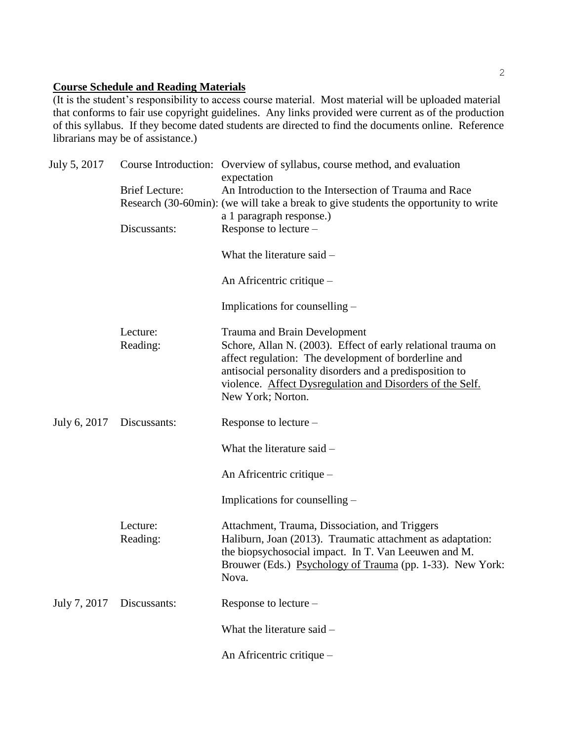**Course Schedule and Reading Materials**

(It is the student's responsibility to access course material. Most material will be uploaded material that conforms to fair use copyright guidelines. Any links provided were current as of the production of this syllabus. If they become dated students are directed to find the documents online. Reference librarians may be of assistance.)

| Date | | |
|---|---|---|
| July 5, 2017 | Course Introduction: | Overview of syllabus, course method, and evaluation expectation |
| | Brief Lecture: | An Introduction to the Intersection of Trauma and Race |
| | Research (30-60min): | (we will take a break to give students the opportunity to write a 1 paragraph response.) |
| | Discussants: | Response to lecture – |
| | | What the literature said – |
| | | An Africentric critique – |
| | | Implications for counselling – |
| | Lecture: | Trauma and Brain Development |
| | Reading: | Schore, Allan N. (2003). Effect of early relational trauma on affect regulation: The development of borderline and antisocial personality disorders and a predisposition to violence. Affect Dysregulation and Disorders of the Self. New York; Norton. |
| July 6, 2017 | Discussants: | Response to lecture – |
| | | What the literature said – |
| | | An Africentric critique – |
| | | Implications for counselling – |
| | Lecture: | Attachment, Trauma, Dissociation, and Triggers |
| | Reading: | Haliburn, Joan (2013). Traumatic attachment as adaptation: the biopsychosocial impact. In T. Van Leeuwen and M. Brouwer (Eds.) Psychology of Trauma (pp. 1-33). New York: Nova. |
| July 7, 2017 | Discussants: | Response to lecture – |
| | | What the literature said – |
| | | An Africentric critique – |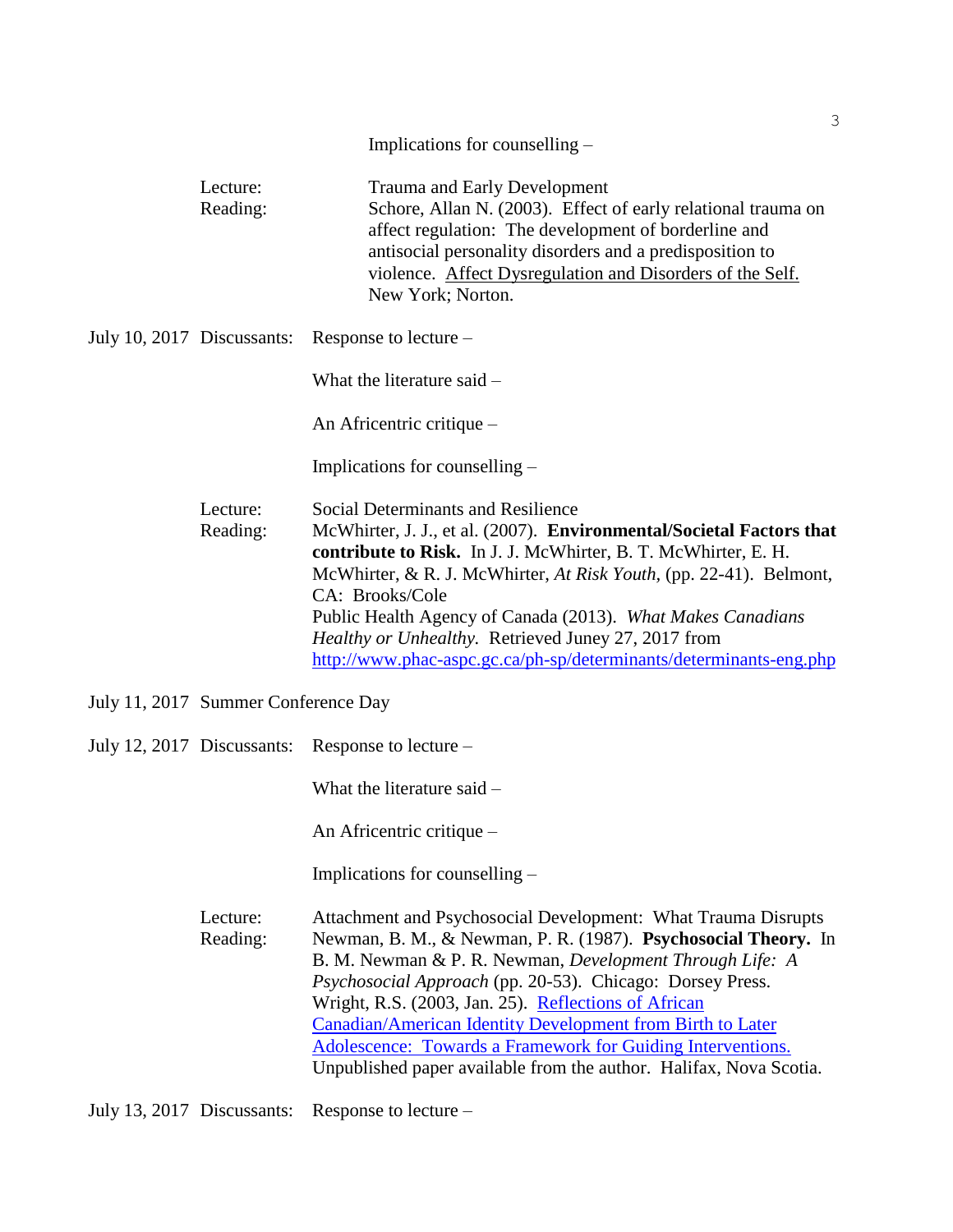Implications for counselling –

Lecture: Trauma and Early Development

Reading: Schore, Allan N. (2003). Effect of early relational trauma on affect regulation: The development of borderline and antisocial personality disorders and a predisposition to violence. Affect Dysregulation and Disorders of the Self. New York; Norton.

July 10, 2017 Discussants: Response to lecture –

What the literature said –

An Africentric critique –

Implications for counselling –

Lecture: Social Determinants and Resilience

Reading: McWhirter, J. J., et al. (2007). **Environmental/Societal Factors that contribute to Risk.** In J. J. McWhirter, B. T. McWhirter, E. H. McWhirter, & R. J. McWhirter, *At Risk Youth,* (pp. 22-41). Belmont, CA: Brooks/Cole

Public Health Agency of Canada (2013). *What Makes Canadians Healthy or Unhealthy.* Retrieved Juney 27, 2017 from http://www.phac-aspc.gc.ca/ph-sp/determinants/determinants-eng.php

July 11, 2017 Summer Conference Day

July 12, 2017 Discussants: Response to lecture –

What the literature said –

An Africentric critique –

Implications for counselling –

Lecture: Attachment and Psychosocial Development: What Trauma Disrupts

Reading: Newman, B. M., & Newman, P. R. (1987). **Psychosocial Theory.** In B. M. Newman & P. R. Newman, *Development Through Life: A Psychosocial Approach* (pp. 20-53). Chicago: Dorsey Press.

Wright, R.S. (2003, Jan. 25). Reflections of African Canadian/American Identity Development from Birth to Later Adolescence: Towards a Framework for Guiding Interventions. Unpublished paper available from the author. Halifax, Nova Scotia.

July 13, 2017 Discussants: Response to lecture –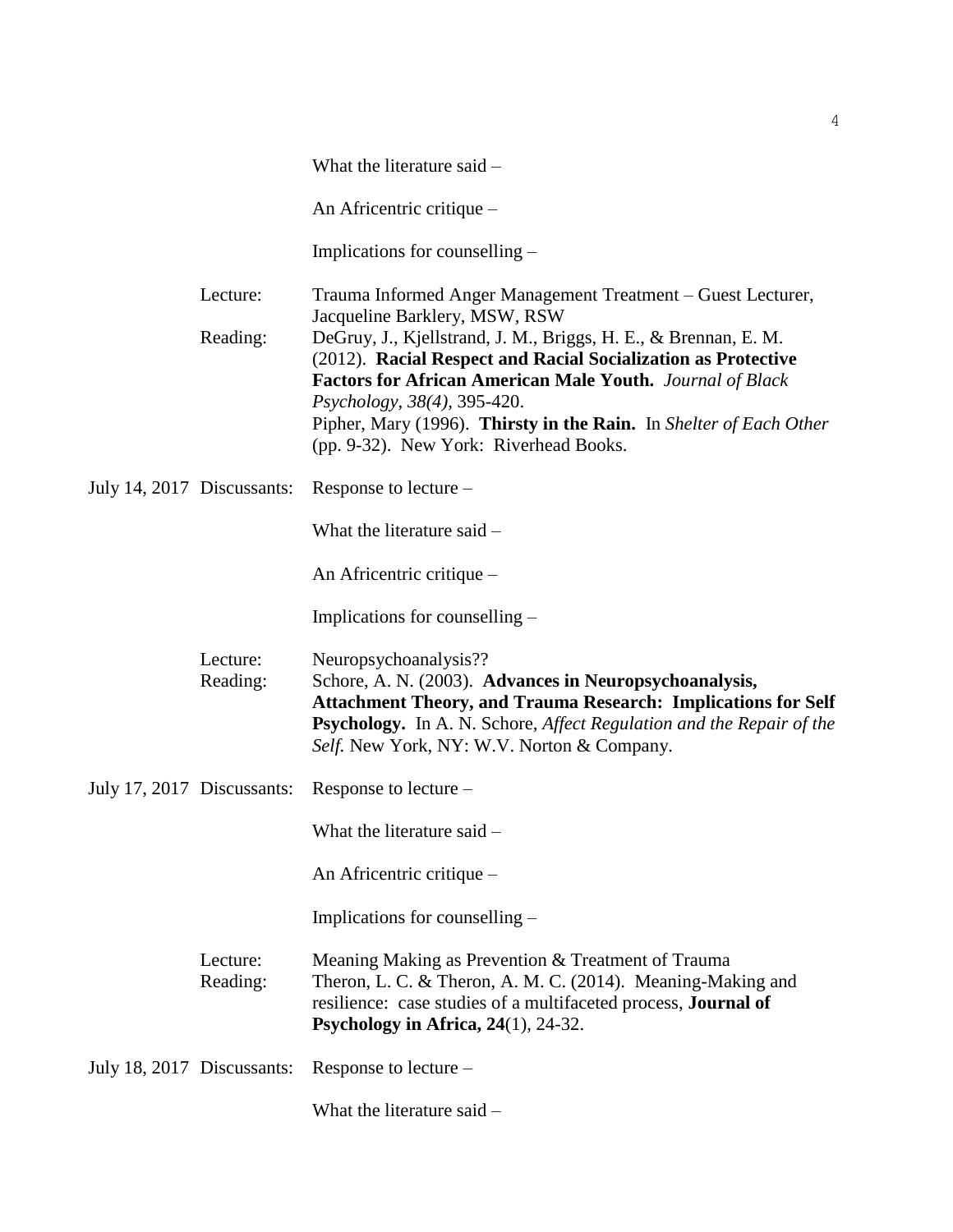What the literature said –

An Africentric critique –

Implications for counselling –

Lecture: Trauma Informed Anger Management Treatment – Guest Lecturer, Jacqueline Barklery, MSW, RSW

Reading: DeGruy, J., Kjellstrand, J. M., Briggs, H. E., & Brennan, E. M. (2012). **Racial Respect and Racial Socialization as Protective Factors for African American Male Youth.** *Journal of Black Psychology, 38(4),* 395-420.

Pipher, Mary (1996). **Thirsty in the Rain.** In *Shelter of Each Other* (pp. 9-32). New York: Riverhead Books.

July 14, 2017 Discussants: Response to lecture –

What the literature said –

An Africentric critique –

Implications for counselling –

Lecture: Neuropsychoanalysis??

Reading: Schore, A. N. (2003). **Advances in Neuropsychoanalysis, Attachment Theory, and Trauma Research: Implications for Self Psychology.** In A. N. Schore, *Affect Regulation and the Repair of the Self.* New York, NY: W.V. Norton & Company.

July 17, 2017 Discussants: Response to lecture –

What the literature said –

An Africentric critique –

Implications for counselling –

Lecture: Meaning Making as Prevention & Treatment of Trauma

Reading: Theron, L. C. & Theron, A. M. C. (2014). Meaning-Making and resilience: case studies of a multifaceted process, **Journal of Psychology in Africa, 24**(1), 24-32.

July 18, 2017 Discussants: Response to lecture –

What the literature said –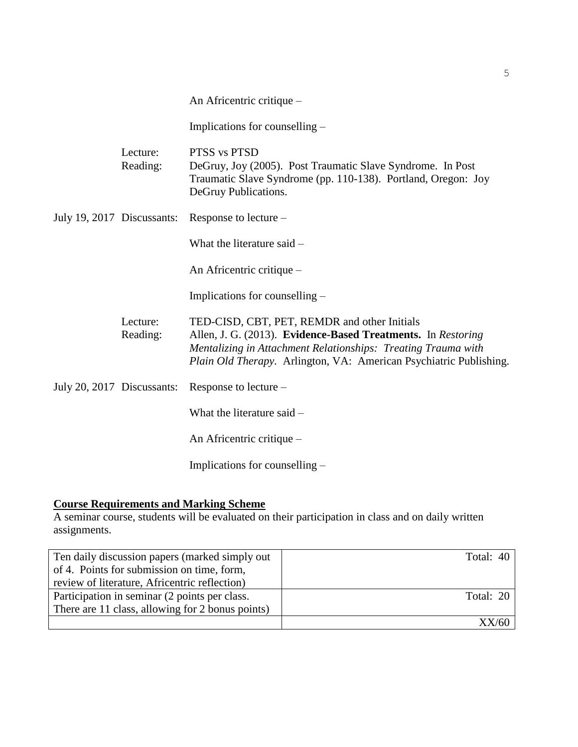An Africentric critique –

Implications for counselling –

Lecture: PTSS vs PTSD
Reading: DeGruy, Joy (2005). Post Traumatic Slave Syndrome. In Post Traumatic Slave Syndrome (pp. 110-138). Portland, Oregon: Joy DeGruy Publications.

July 19, 2017 Discussants: Response to lecture –

What the literature said –

An Africentric critique –

Implications for counselling –

Lecture: TED-CISD, CBT, PET, REMDR and other Initials
Reading: Allen, J. G. (2013). **Evidence-Based Treatments.** In *Restoring Mentalizing in Attachment Relationships: Treating Trauma with Plain Old Therapy*. Arlington, VA: American Psychiatric Publishing.

July 20, 2017 Discussants: Response to lecture –

What the literature said –

An Africentric critique –

Implications for counselling –

## Course Requirements and Marking Scheme

A seminar course, students will be evaluated on their participation in class and on daily written assignments.

| | |
|---|---|
| Ten daily discussion papers (marked simply out of 4. Points for submission on time, form, review of literature, Africentric reflection) | Total: 40 |
| Participation in seminar (2 points per class. There are 11 class, allowing for 2 bonus points) | Total: 20 |
| | XX/60 |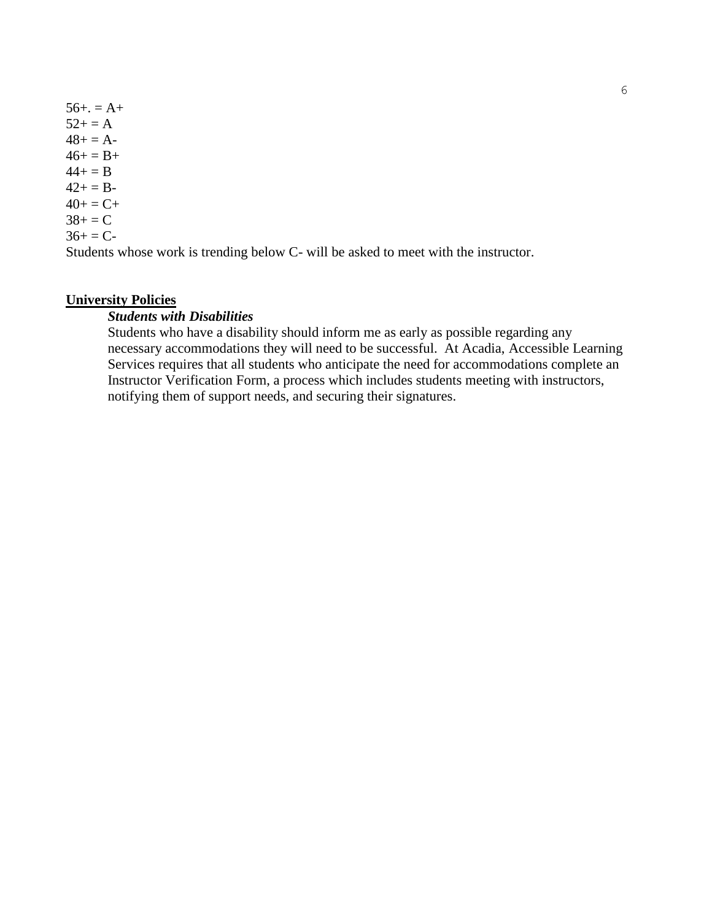56+. = A+
52+ = A
48+ = A-
46+ = B+
44+ = B
42+ = B-
40+ = C+
38+ = C
36+ = C-
Students whose work is trending below C- will be asked to meet with the instructor.

## University Policies

### *Students with Disabilities*

Students who have a disability should inform me as early as possible regarding any necessary accommodations they will need to be successful. At Acadia, Accessible Learning Services requires that all students who anticipate the need for accommodations complete an Instructor Verification Form, a process which includes students meeting with instructors, notifying them of support needs, and securing their signatures.